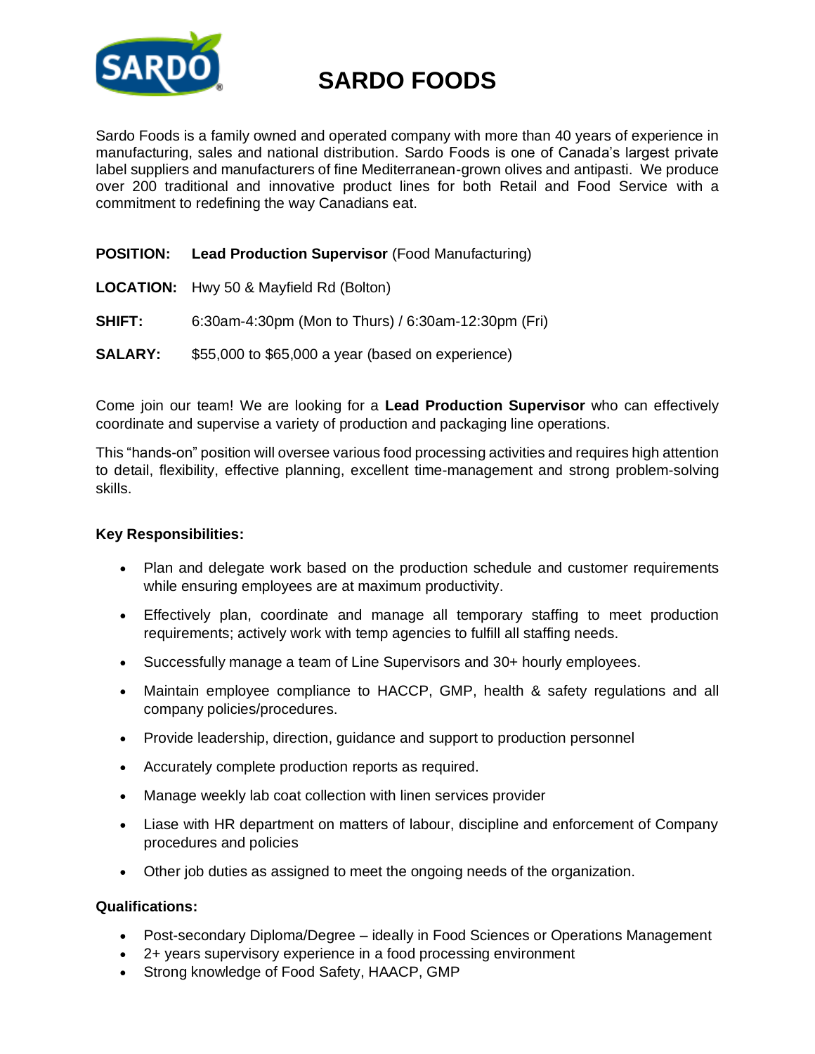# SARDO FOODS

Sardo Foods is a family owned and operated company with more than 40 years of experience in manufacturing, sales and national distribution. Sardo Foods is one of Canada's largest private label suppliers and manufacturers of fine Mediterranean-grown olives and antipasti. We produce over 200 traditional and innovative product lines for both Retail and Food Service with a commitment to redefining the way Canadians eat.

**POSITION:** **Lead Production Supervisor** (Food Manufacturing)

**LOCATION:** Hwy 50 & Mayfield Rd (Bolton)

**SHIFT:** 6:30am-4:30pm (Mon to Thurs) / 6:30am-12:30pm (Fri)

**SALARY:** $55,000 to $65,000 a year (based on experience)

Come join our team! We are looking for a **Lead Production Supervisor** who can effectively coordinate and supervise a variety of production and packaging line operations.

This "hands-on" position will oversee various food processing activities and requires high attention to detail, flexibility, effective planning, excellent time-management and strong problem-solving skills.

**Key Responsibilities:**

- Plan and delegate work based on the production schedule and customer requirements while ensuring employees are at maximum productivity.
- Effectively plan, coordinate and manage all temporary staffing to meet production requirements; actively work with temp agencies to fulfill all staffing needs.
- Successfully manage a team of Line Supervisors and 30+ hourly employees.
- Maintain employee compliance to HACCP, GMP, health & safety regulations and all company policies/procedures.
- Provide leadership, direction, guidance and support to production personnel
- Accurately complete production reports as required.
- Manage weekly lab coat collection with linen services provider
- Liase with HR department on matters of labour, discipline and enforcement of Company procedures and policies
- Other job duties as assigned to meet the ongoing needs of the organization.

**Qualifications:**

- Post-secondary Diploma/Degree – ideally in Food Sciences or Operations Management
- 2+ years supervisory experience in a food processing environment
- Strong knowledge of Food Safety, HAACP, GMP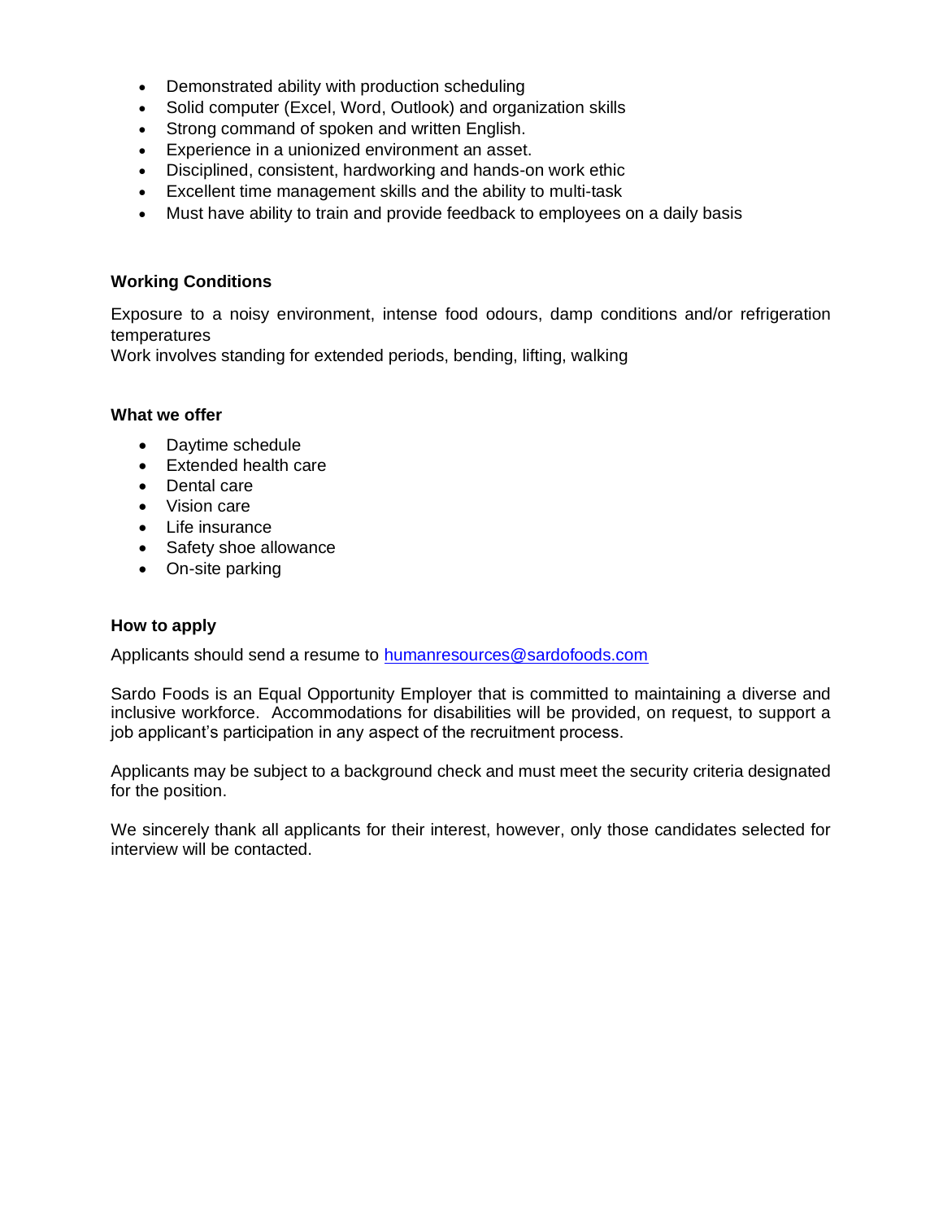- Demonstrated ability with production scheduling
- Solid computer (Excel, Word, Outlook) and organization skills
- Strong command of spoken and written English.
- Experience in a unionized environment an asset.
- Disciplined, consistent, hardworking and hands-on work ethic
- Excellent time management skills and the ability to multi-task
- Must have ability to train and provide feedback to employees on a daily basis

**Working Conditions**

Exposure to a noisy environment, intense food odours, damp conditions and/or refrigeration temperatures
Work involves standing for extended periods, bending, lifting, walking

**What we offer**

- Daytime schedule
- Extended health care
- Dental care
- Vision care
- Life insurance
- Safety shoe allowance
- On-site parking

**How to apply**

Applicants should send a resume to humanresources@sardofoods.com

Sardo Foods is an Equal Opportunity Employer that is committed to maintaining a diverse and inclusive workforce. Accommodations for disabilities will be provided, on request, to support a job applicant's participation in any aspect of the recruitment process.

Applicants may be subject to a background check and must meet the security criteria designated for the position.

We sincerely thank all applicants for their interest, however, only those candidates selected for interview will be contacted.